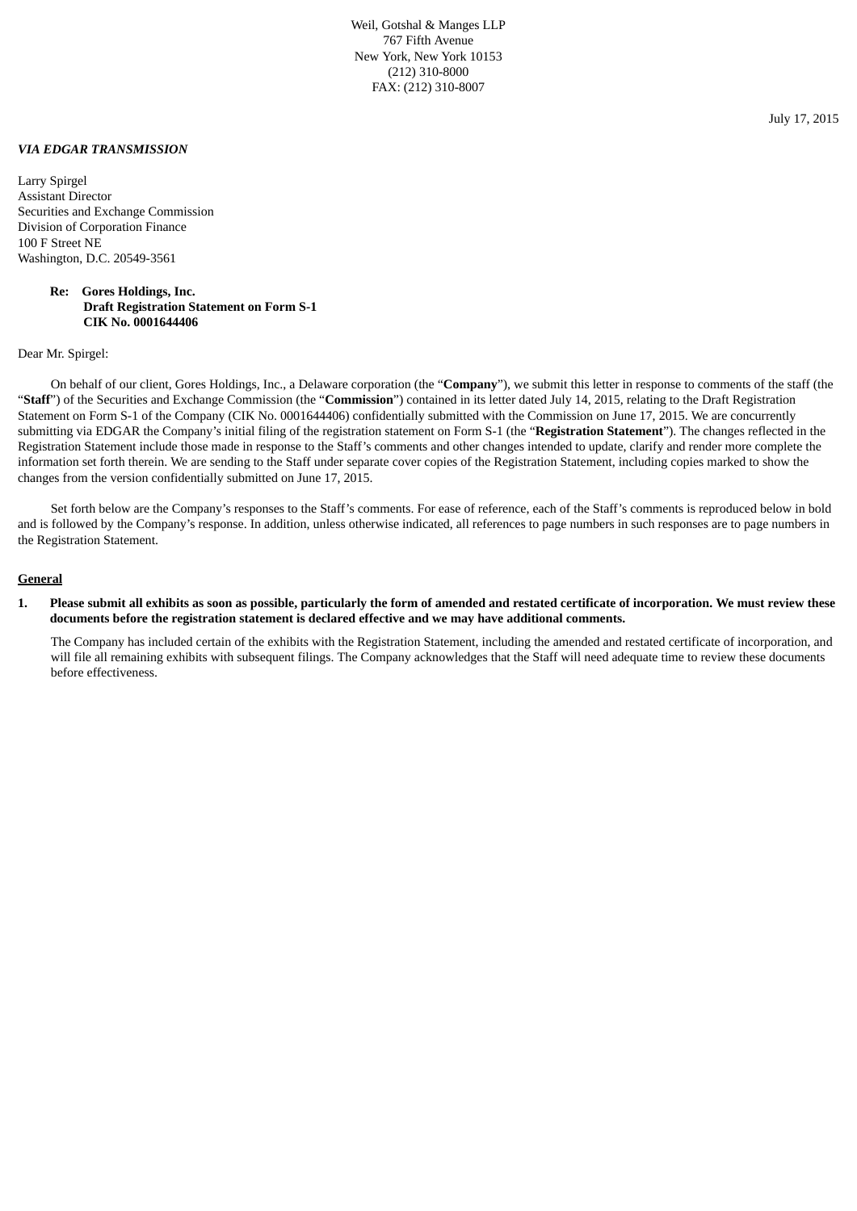Weil, Gotshal & Manges LLP
767 Fifth Avenue
New York, New York 10153
(212) 310-8000
FAX: (212) 310-8007

July 17, 2015

***VIA EDGAR TRANSMISSION***

Larry Spirgel
Assistant Director
Securities and Exchange Commission
Division of Corporation Finance
100 F Street NE
Washington, D.C. 20549-3561

**Re: Gores Holdings, Inc.**
**Draft Registration Statement on Form S-1**
**CIK No. 0001644406**

Dear Mr. Spirgel:

On behalf of our client, Gores Holdings, Inc., a Delaware corporation (the "**Company**"), we submit this letter in response to comments of the staff (the "**Staff**") of the Securities and Exchange Commission (the "**Commission**") contained in its letter dated July 14, 2015, relating to the Draft Registration Statement on Form S-1 of the Company (CIK No. 0001644406) confidentially submitted with the Commission on June 17, 2015. We are concurrently submitting via EDGAR the Company's initial filing of the registration statement on Form S-1 (the "**Registration Statement**"). The changes reflected in the Registration Statement include those made in response to the Staff's comments and other changes intended to update, clarify and render more complete the information set forth therein. We are sending to the Staff under separate cover copies of the Registration Statement, including copies marked to show the changes from the version confidentially submitted on June 17, 2015.

Set forth below are the Company's responses to the Staff's comments. For ease of reference, each of the Staff's comments is reproduced below in bold and is followed by the Company's response. In addition, unless otherwise indicated, all references to page numbers in such responses are to page numbers in the Registration Statement.

<u>**General**</u>

1. **Please submit all exhibits as soon as possible, particularly the form of amended and restated certificate of incorporation. We must review these documents before the registration statement is declared effective and we may have additional comments.**

   The Company has included certain of the exhibits with the Registration Statement, including the amended and restated certificate of incorporation, and will file all remaining exhibits with subsequent filings. The Company acknowledges that the Staff will need adequate time to review these documents before effectiveness.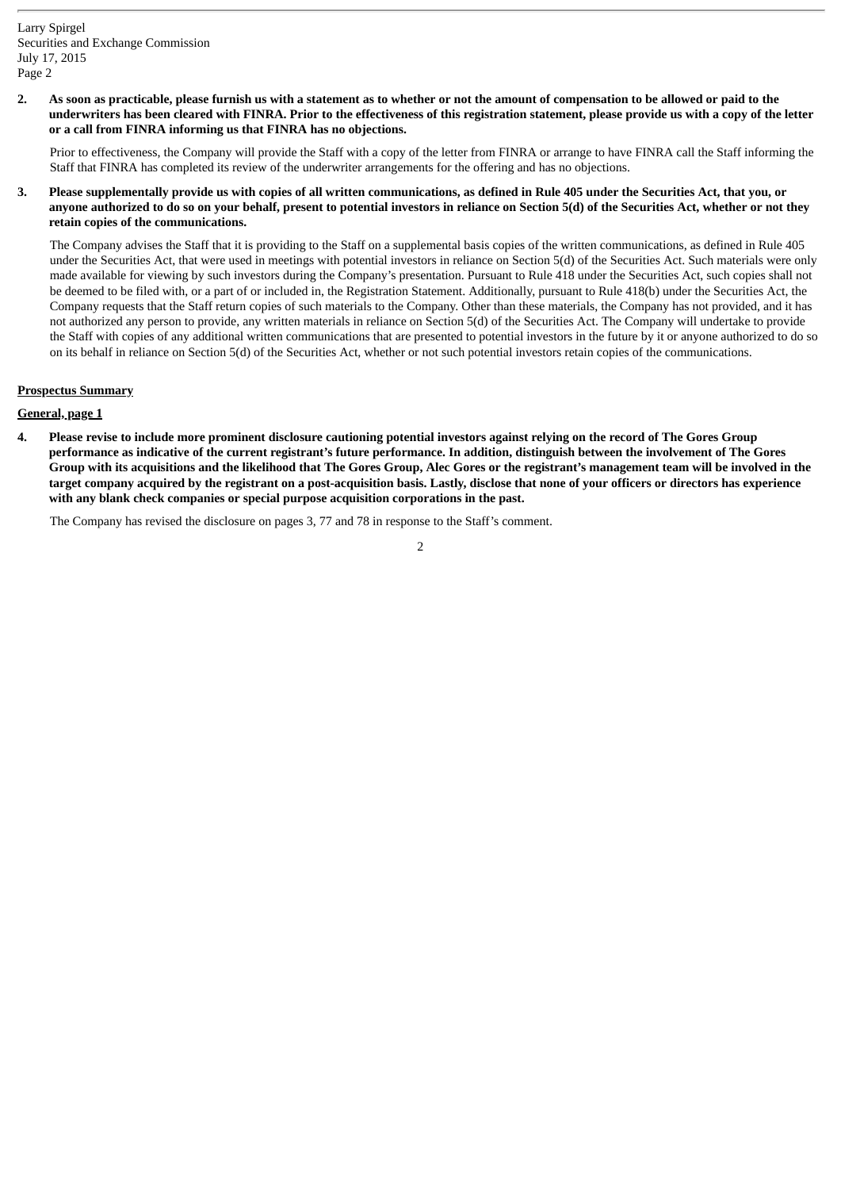**2. As soon as practicable, please furnish us with a statement as to whether or not the amount of compensation to be allowed or paid to the underwriters has been cleared with FINRA. Prior to the effectiveness of this registration statement, please provide us with a copy of the letter or a call from FINRA informing us that FINRA has no objections.**

Prior to effectiveness, the Company will provide the Staff with a copy of the letter from FINRA or arrange to have FINRA call the Staff informing the Staff that FINRA has completed its review of the underwriter arrangements for the offering and has no objections.

**3. Please supplementally provide us with copies of all written communications, as defined in Rule 405 under the Securities Act, that you, or anyone authorized to do so on your behalf, present to potential investors in reliance on Section 5(d) of the Securities Act, whether or not they retain copies of the communications.**

The Company advises the Staff that it is providing to the Staff on a supplemental basis copies of the written communications, as defined in Rule 405 under the Securities Act, that were used in meetings with potential investors in reliance on Section 5(d) of the Securities Act. Such materials were only made available for viewing by such investors during the Company's presentation. Pursuant to Rule 418 under the Securities Act, such copies shall not be deemed to be filed with, or a part of or included in, the Registration Statement. Additionally, pursuant to Rule 418(b) under the Securities Act, the Company requests that the Staff return copies of such materials to the Company. Other than these materials, the Company has not provided, and it has not authorized any person to provide, any written materials in reliance on Section 5(d) of the Securities Act. The Company will undertake to provide the Staff with copies of any additional written communications that are presented to potential investors in the future by it or anyone authorized to do so on its behalf in reliance on Section 5(d) of the Securities Act, whether or not such potential investors retain copies of the communications.

<u>**Prospectus Summary**</u>

<u>**General, page 1**</u>

**4. Please revise to include more prominent disclosure cautioning potential investors against relying on the record of The Gores Group performance as indicative of the current registrant's future performance. In addition, distinguish between the involvement of The Gores Group with its acquisitions and the likelihood that The Gores Group, Alec Gores or the registrant's management team will be involved in the target company acquired by the registrant on a post-acquisition basis. Lastly, disclose that none of your officers or directors has experience with any blank check companies or special purpose acquisition corporations in the past.**

The Company has revised the disclosure on pages 3, 77 and 78 in response to the Staff's comment.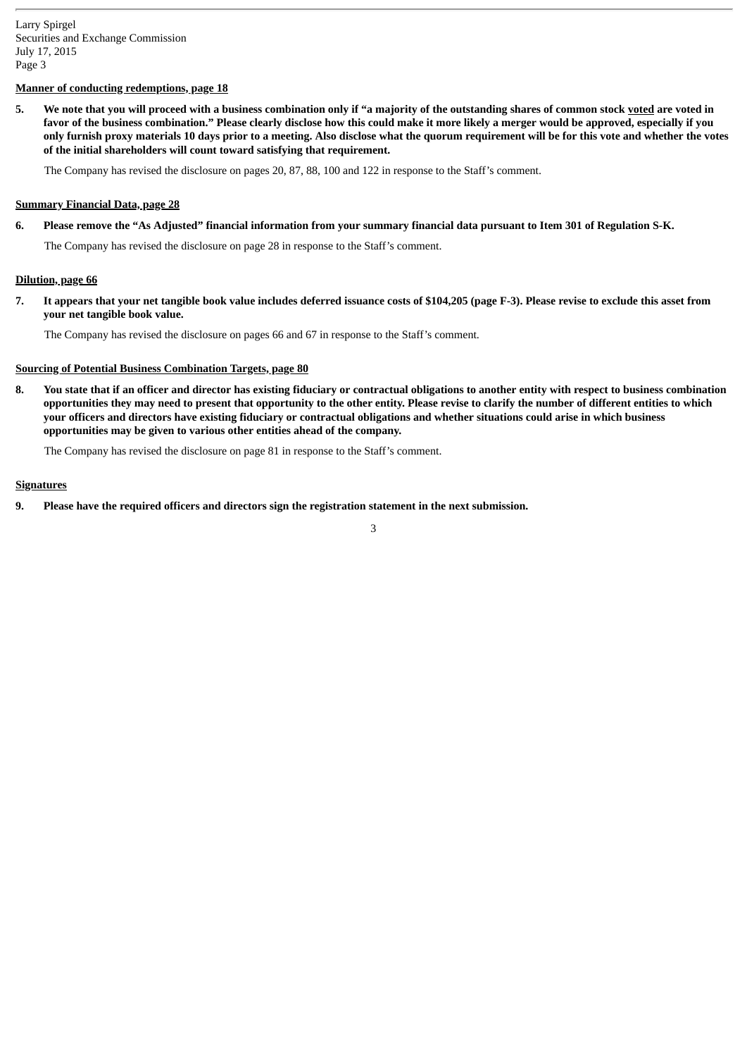**Manner of conducting redemptions, page 18**

**5. We note that you will proceed with a business combination only if "a majority of the outstanding shares of common stock voted are voted in favor of the business combination." Please clearly disclose how this could make it more likely a merger would be approved, especially if you only furnish proxy materials 10 days prior to a meeting. Also disclose what the quorum requirement will be for this vote and whether the votes of the initial shareholders will count toward satisfying that requirement.**

The Company has revised the disclosure on pages 20, 87, 88, 100 and 122 in response to the Staff's comment.

**Summary Financial Data, page 28**

**6. Please remove the "As Adjusted" financial information from your summary financial data pursuant to Item 301 of Regulation S-K.**

The Company has revised the disclosure on page 28 in response to the Staff's comment.

**Dilution, page 66**

**7. It appears that your net tangible book value includes deferred issuance costs of $104,205 (page F-3). Please revise to exclude this asset from your net tangible book value.**

The Company has revised the disclosure on pages 66 and 67 in response to the Staff's comment.

**Sourcing of Potential Business Combination Targets, page 80**

**8. You state that if an officer and director has existing fiduciary or contractual obligations to another entity with respect to business combination opportunities they may need to present that opportunity to the other entity. Please revise to clarify the number of different entities to which your officers and directors have existing fiduciary or contractual obligations and whether situations could arise in which business opportunities may be given to various other entities ahead of the company.**

The Company has revised the disclosure on page 81 in response to the Staff's comment.

**Signatures**

**9. Please have the required officers and directors sign the registration statement in the next submission.**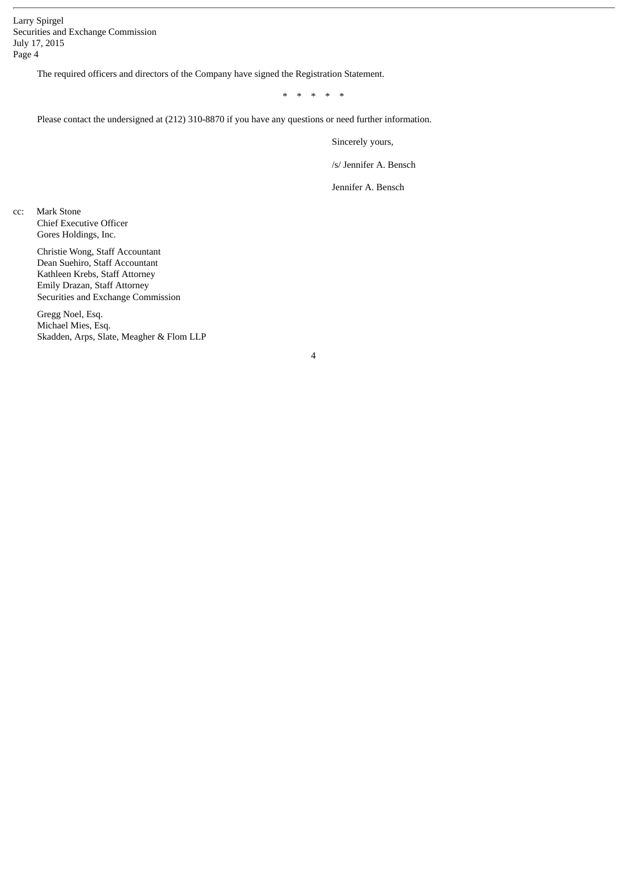The required officers and directors of the Company have signed the Registration Statement.

\* \* \* \* \*

Please contact the undersigned at (212) 310-8870 if you have any questions or need further information.

Sincerely yours,

/s/ Jennifer A. Bensch

Jennifer A. Bensch

cc: Mark Stone
Chief Executive Officer
Gores Holdings, Inc.

Christie Wong, Staff Accountant
Dean Suehiro, Staff Accountant
Kathleen Krebs, Staff Attorney
Emily Drazan, Staff Attorney
Securities and Exchange Commission

Gregg Noel, Esq.
Michael Mies, Esq.
Skadden, Arps, Slate, Meagher & Flom LLP